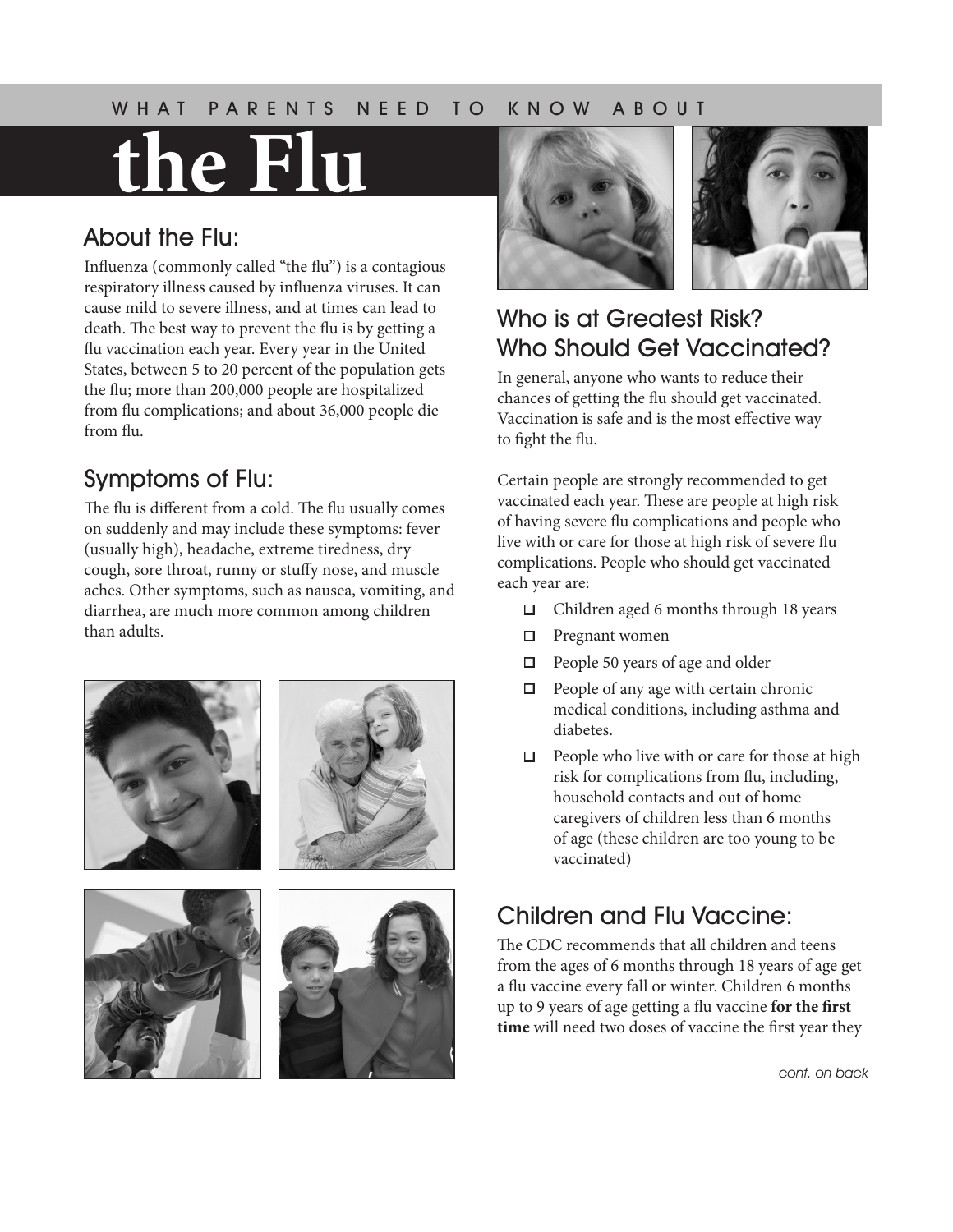WHAT PARENTS NEED TO KNOW ABOUT

# the Flu

## About the Flu:

Influenza (commonly called "the flu") is a contagious respiratory illness caused by influenza viruses. It can cause mild to severe illness, and at times can lead to death. The best way to prevent the flu is by getting a flu vaccination each year. Every year in the United States, between 5 to 20 percent of the population gets the flu; more than 200,000 people are hospitalized from flu complications; and about 36,000 people die from flu.

## Symptoms of Flu:

The flu is different from a cold. The flu usually comes on suddenly and may include these symptoms: fever (usually high), headache, extreme tiredness, dry cough, sore throat, runny or stuffy nose, and muscle aches. Other symptoms, such as nausea, vomiting, and diarrhea, are much more common among children than adults.

## Who is at Greatest Risk? Who Should Get Vaccinated?

In general, anyone who wants to reduce their chances of getting the flu should get vaccinated. Vaccination is safe and is the most effective way to fight the flu.

Certain people are strongly recommended to get vaccinated each year. These are people at high risk of having severe flu complications and people who live with or care for those at high risk of severe flu complications. People who should get vaccinated each year are:

- Children aged 6 months through 18 years
- Pregnant women
- People 50 years of age and older
- People of any age with certain chronic medical conditions, including asthma and diabetes.
- People who live with or care for those at high risk for complications from flu, including, household contacts and out of home caregivers of children less than 6 months of age (these children are too young to be vaccinated)

## Children and Flu Vaccine:

The CDC recommends that all children and teens from the ages of 6 months through 18 years of age get a flu vaccine every fall or winter. Children 6 months up to 9 years of age getting a flu vaccine **for the first time** will need two doses of vaccine the first year they

*cont. on back*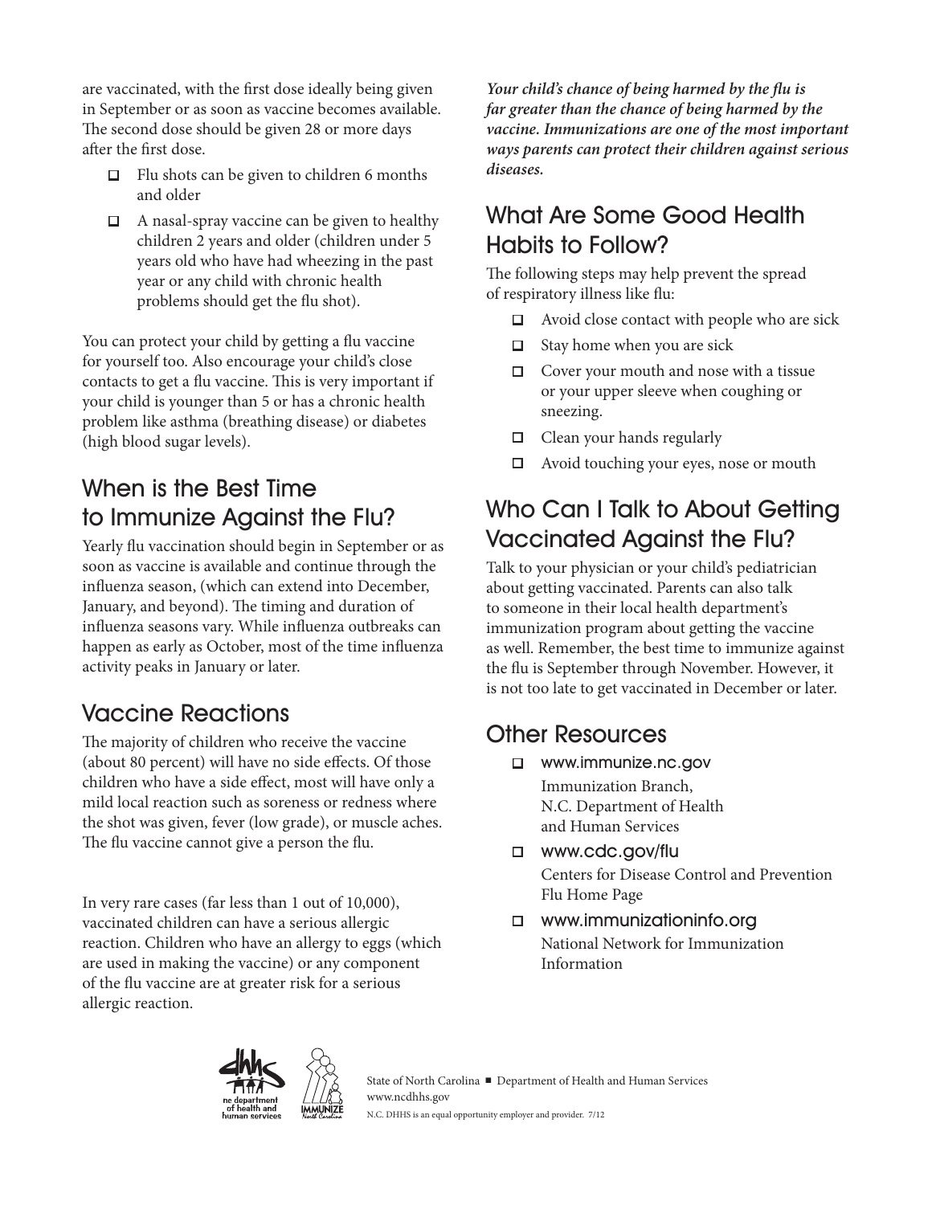are vaccinated, with the first dose ideally being given in September or as soon as vaccine becomes available. The second dose should be given 28 or more days after the first dose.

- Flu shots can be given to children 6 months and older
- A nasal-spray vaccine can be given to healthy children 2 years and older (children under 5 years old who have had wheezing in the past year or any child with chronic health problems should get the flu shot).

You can protect your child by getting a flu vaccine for yourself too. Also encourage your child's close contacts to get a flu vaccine. This is very important if your child is younger than 5 or has a chronic health problem like asthma (breathing disease) or diabetes (high blood sugar levels).

## When is the Best Time to Immunize Against the Flu?

Yearly flu vaccination should begin in September or as soon as vaccine is available and continue through the influenza season, (which can extend into December, January, and beyond). The timing and duration of influenza seasons vary. While influenza outbreaks can happen as early as October, most of the time influenza activity peaks in January or later.

## Vaccine Reactions

The majority of children who receive the vaccine (about 80 percent) will have no side effects. Of those children who have a side effect, most will have only a mild local reaction such as soreness or redness where the shot was given, fever (low grade), or muscle aches. The flu vaccine cannot give a person the flu.

In very rare cases (far less than 1 out of 10,000), vaccinated children can have a serious allergic reaction. Children who have an allergy to eggs (which are used in making the vaccine) or any component of the flu vaccine are at greater risk for a serious allergic reaction.

***Your child's chance of being harmed by the flu is far greater than the chance of being harmed by the vaccine. Immunizations are one of the most important ways parents can protect their children against serious diseases.***

## What Are Some Good Health Habits to Follow?

The following steps may help prevent the spread of respiratory illness like flu:

- Avoid close contact with people who are sick
- Stay home when you are sick
- Cover your mouth and nose with a tissue or your upper sleeve when coughing or sneezing.
- Clean your hands regularly
- Avoid touching your eyes, nose or mouth

## Who Can I Talk to About Getting Vaccinated Against the Flu?

Talk to your physician or your child's pediatrician about getting vaccinated. Parents can also talk to someone in their local health department's immunization program about getting the vaccine as well. Remember, the best time to immunize against the flu is September through November. However, it is not too late to get vaccinated in December or later.

## Other Resources

- www.immunize.nc.gov
  Immunization Branch,
  N.C. Department of Health and Human Services
- www.cdc.gov/flu
  Centers for Disease Control and Prevention Flu Home Page
- www.immunizationinfo.org
  National Network for Immunization Information

State of North Carolina ■ Department of Health and Human Services
www.ncdhhs.gov
N.C. DHHS is an equal opportunity employer and provider. 7/12